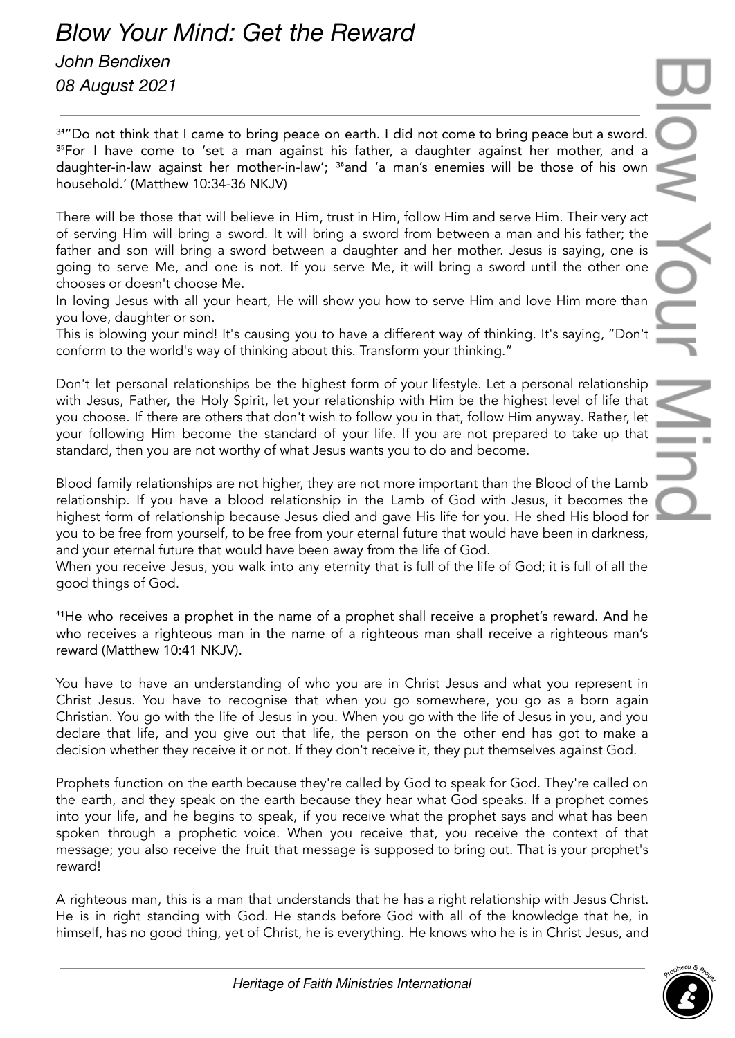# *Blow Your Mind: Get the Reward*

*John Bendixen*

*08 August 2021*

---

[34]"Do not think that I came to bring peace on earth. I did not come to bring peace but a sword. [35]For I have come to 'set a man against his father, a daughter against her mother, and a daughter-in-law against her mother-in-law'; [36]and 'a man's enemies will be those of his own household.' (Matthew 10:34-36 NKJV)

There will be those that will believe in Him, trust in Him, follow Him and serve Him. Their very act of serving Him will bring a sword. It will bring a sword from between a man and his father; the father and son will bring a sword between a daughter and her mother. Jesus is saying, one is going to serve Me, and one is not. If you serve Me, it will bring a sword until the other one chooses or doesn't choose Me.

In loving Jesus with all your heart, He will show you how to serve Him and love Him more than you love, daughter or son.

This is blowing your mind! It's causing you to have a different way of thinking. It's saying, "Don't conform to the world's way of thinking about this. Transform your thinking."

Don't let personal relationships be the highest form of your lifestyle. Let a personal relationship with Jesus, Father, the Holy Spirit, let your relationship with Him be the highest level of life that you choose. If there are others that don't wish to follow you in that, follow Him anyway. Rather, let your following Him become the standard of your life. If you are not prepared to take up that standard, then you are not worthy of what Jesus wants you to do and become.

Blood family relationships are not higher, they are not more important than the Blood of the Lamb relationship. If you have a blood relationship in the Lamb of God with Jesus, it becomes the highest form of relationship because Jesus died and gave His life for you. He shed His blood for you to be free from yourself, to be free from your eternal future that would have been in darkness, and your eternal future that would have been away from the life of God.

When you receive Jesus, you walk into any eternity that is full of the life of God; it is full of all the good things of God.

[41]He who receives a prophet in the name of a prophet shall receive a prophet's reward. And he who receives a righteous man in the name of a righteous man shall receive a righteous man's reward (Matthew 10:41 NKJV).

You have to have an understanding of who you are in Christ Jesus and what you represent in Christ Jesus. You have to recognise that when you go somewhere, you go as a born again Christian. You go with the life of Jesus in you. When you go with the life of Jesus in you, and you declare that life, and you give out that life, the person on the other end has got to make a decision whether they receive it or not. If they don't receive it, they put themselves against God.

Prophets function on the earth because they're called by God to speak for God. They're called on the earth, and they speak on the earth because they hear what God speaks. If a prophet comes into your life, and he begins to speak, if you receive what the prophet says and what has been spoken through a prophetic voice. When you receive that, you receive the context of that message; you also receive the fruit that message is supposed to bring out. That is your prophet's reward!

A righteous man, this is a man that understands that he has a right relationship with Jesus Christ. He is in right standing with God. He stands before God with all of the knowledge that he, in himself, has no good thing, yet of Christ, he is everything. He knows who he is in Christ Jesus, and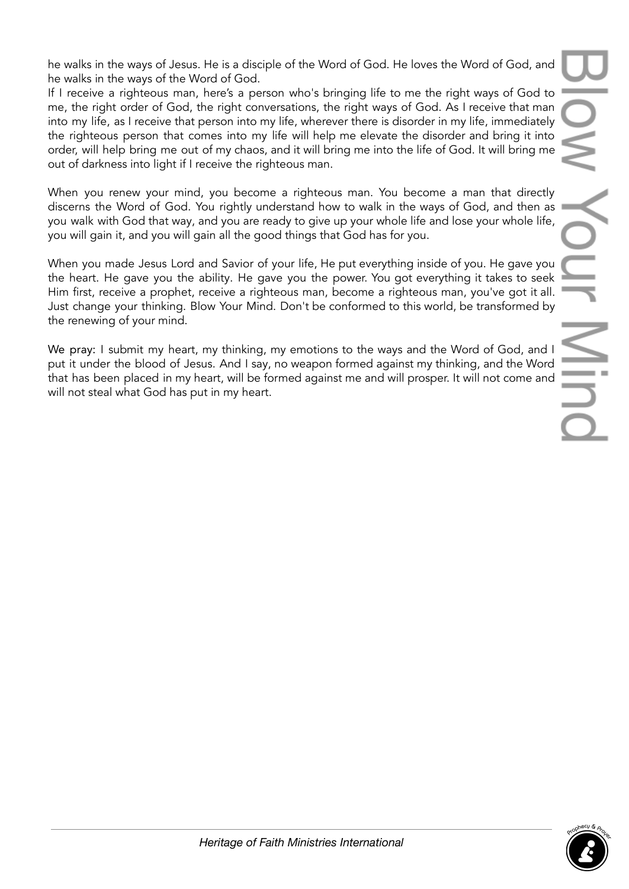he walks in the ways of Jesus. He is a disciple of the Word of God. He loves the Word of God, and he walks in the ways of the Word of God.

If I receive a righteous man, here's a person who's bringing life to me the right ways of God to me, the right order of God, the right conversations, the right ways of God. As I receive that man into my life, as I receive that person into my life, wherever there is disorder in my life, immediately the righteous person that comes into my life will help me elevate the disorder and bring it into order, will help bring me out of my chaos, and it will bring me into the life of God. It will bring me out of darkness into light if I receive the righteous man.

When you renew your mind, you become a righteous man. You become a man that directly discerns the Word of God. You rightly understand how to walk in the ways of God, and then as you walk with God that way, and you are ready to give up your whole life and lose your whole life, you will gain it, and you will gain all the good things that God has for you.

When you made Jesus Lord and Savior of your life, He put everything inside of you. He gave you the heart. He gave you the ability. He gave you the power. You got everything it takes to seek Him first, receive a prophet, receive a righteous man, become a righteous man, you've got it all. Just change your thinking. Blow Your Mind. Don't be conformed to this world, be transformed by the renewing of your mind.

We pray: I submit my heart, my thinking, my emotions to the ways and the Word of God, and I put it under the blood of Jesus. And I say, no weapon formed against my thinking, and the Word that has been placed in my heart, will be formed against me and will prosper. It will not come and will not steal what God has put in my heart.